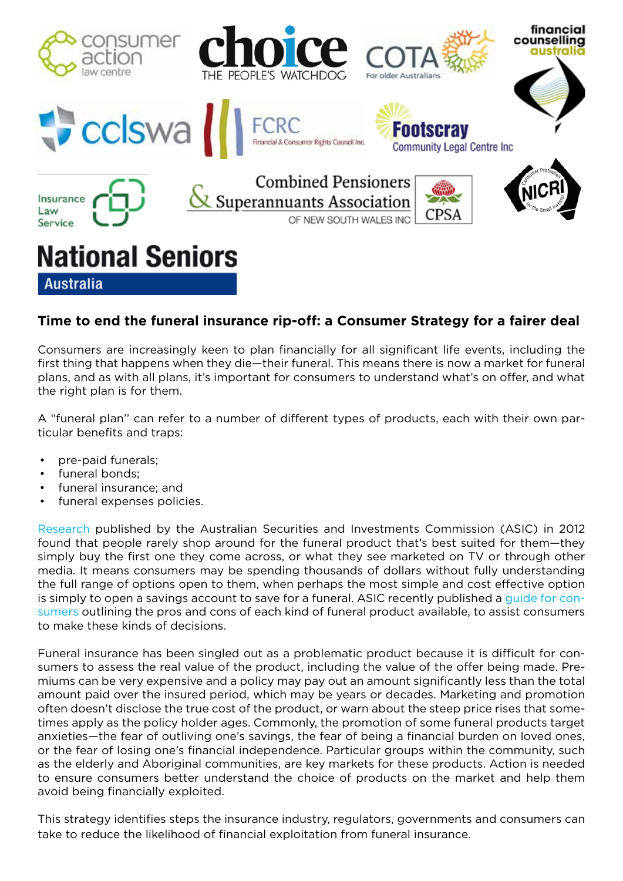## Time to end the funeral insurance rip-off: a Consumer Strategy for a fairer deal

Consumers are increasingly keen to plan financially for all significant life events, including the first thing that happens when they die—their funeral. This means there is now a market for funeral plans, and as with all plans, it's important for consumers to understand what's on offer, and what the right plan is for them.

A "funeral plan" can refer to a number of different types of products, each with their own particular benefits and traps:

- pre-paid funerals;
- funeral bonds;
- funeral insurance; and
- funeral expenses policies.

Research published by the Australian Securities and Investments Commission (ASIC) in 2012 found that people rarely shop around for the funeral product that's best suited for them—they simply buy the first one they come across, or what they see marketed on TV or through other media. It means consumers may be spending thousands of dollars without fully understanding the full range of options open to them, when perhaps the most simple and cost effective option is simply to open a savings account to save for a funeral. ASIC recently published a guide for consumers outlining the pros and cons of each kind of funeral product available, to assist consumers to make these kinds of decisions.

Funeral insurance has been singled out as a problematic product because it is difficult for consumers to assess the real value of the product, including the value of the offer being made. Premiums can be very expensive and a policy may pay out an amount significantly less than the total amount paid over the insured period, which may be years or decades. Marketing and promotion often doesn't disclose the true cost of the product, or warn about the steep price rises that sometimes apply as the policy holder ages. Commonly, the promotion of some funeral products target anxieties—the fear of outliving one's savings, the fear of being a financial burden on loved ones, or the fear of losing one's financial independence. Particular groups within the community, such as the elderly and Aboriginal communities, are key markets for these products. Action is needed to ensure consumers better understand the choice of products on the market and help them avoid being financially exploited.

This strategy identifies steps the insurance industry, regulators, governments and consumers can take to reduce the likelihood of financial exploitation from funeral insurance.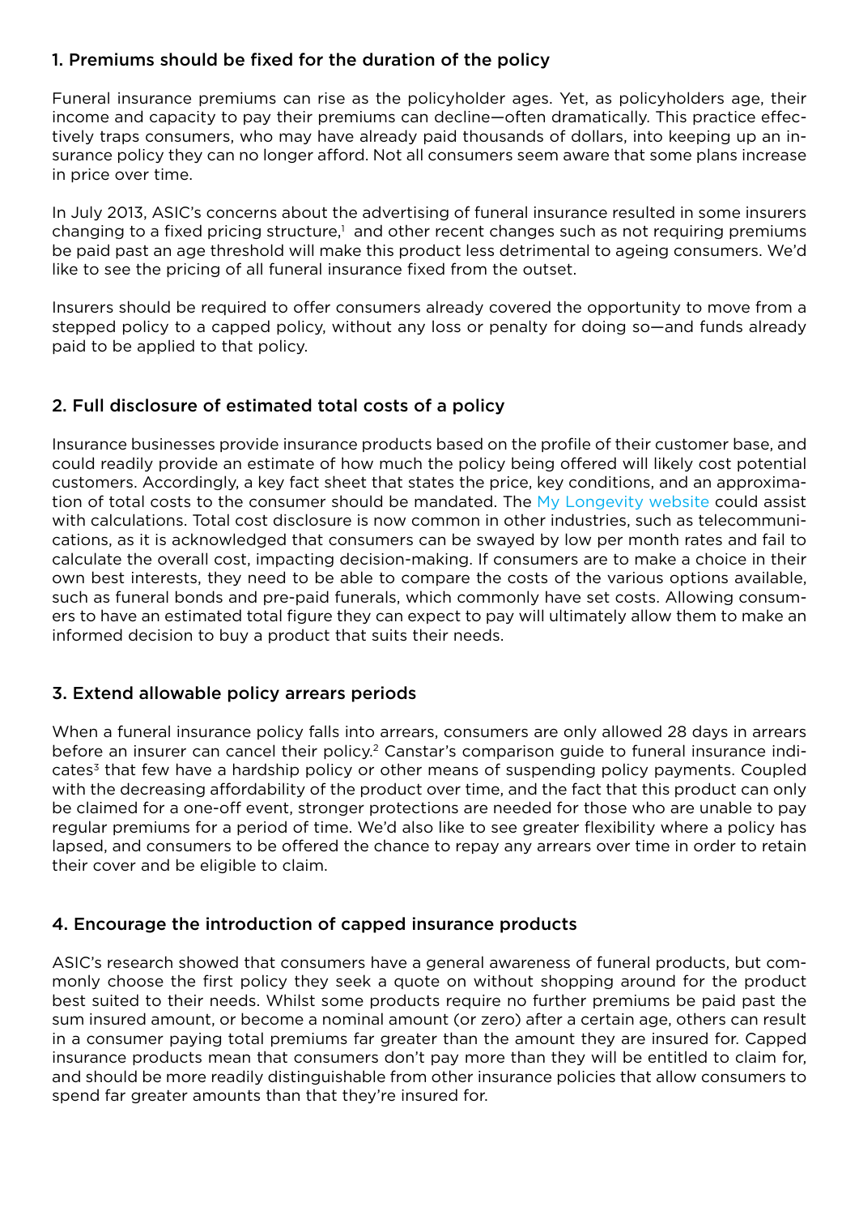## 1. Premiums should be fixed for the duration of the policy

Funeral insurance premiums can rise as the policyholder ages. Yet, as policyholders age, their income and capacity to pay their premiums can decline—often dramatically. This practice effectively traps consumers, who may have already paid thousands of dollars, into keeping up an insurance policy they can no longer afford. Not all consumers seem aware that some plans increase in price over time.

In July 2013, ASIC's concerns about the advertising of funeral insurance resulted in some insurers changing to a fixed pricing structure,[1] and other recent changes such as not requiring premiums be paid past an age threshold will make this product less detrimental to ageing consumers. We'd like to see the pricing of all funeral insurance fixed from the outset.

Insurers should be required to offer consumers already covered the opportunity to move from a stepped policy to a capped policy, without any loss or penalty for doing so—and funds already paid to be applied to that policy.

## 2. Full disclosure of estimated total costs of a policy

Insurance businesses provide insurance products based on the profile of their customer base, and could readily provide an estimate of how much the policy being offered will likely cost potential customers. Accordingly, a key fact sheet that states the price, key conditions, and an approximation of total costs to the consumer should be mandated. The My Longevity website could assist with calculations. Total cost disclosure is now common in other industries, such as telecommunications, as it is acknowledged that consumers can be swayed by low per month rates and fail to calculate the overall cost, impacting decision-making. If consumers are to make a choice in their own best interests, they need to be able to compare the costs of the various options available, such as funeral bonds and pre-paid funerals, which commonly have set costs. Allowing consumers to have an estimated total figure they can expect to pay will ultimately allow them to make an informed decision to buy a product that suits their needs.

## 3. Extend allowable policy arrears periods

When a funeral insurance policy falls into arrears, consumers are only allowed 28 days in arrears before an insurer can cancel their policy.[2] Canstar's comparison guide to funeral insurance indicates[3] that few have a hardship policy or other means of suspending policy payments. Coupled with the decreasing affordability of the product over time, and the fact that this product can only be claimed for a one-off event, stronger protections are needed for those who are unable to pay regular premiums for a period of time. We'd also like to see greater flexibility where a policy has lapsed, and consumers to be offered the chance to repay any arrears over time in order to retain their cover and be eligible to claim.

## 4. Encourage the introduction of capped insurance products

ASIC's research showed that consumers have a general awareness of funeral products, but commonly choose the first policy they seek a quote on without shopping around for the product best suited to their needs. Whilst some products require no further premiums be paid past the sum insured amount, or become a nominal amount (or zero) after a certain age, others can result in a consumer paying total premiums far greater than the amount they are insured for. Capped insurance products mean that consumers don't pay more than they will be entitled to claim for, and should be more readily distinguishable from other insurance policies that allow consumers to spend far greater amounts than that they're insured for.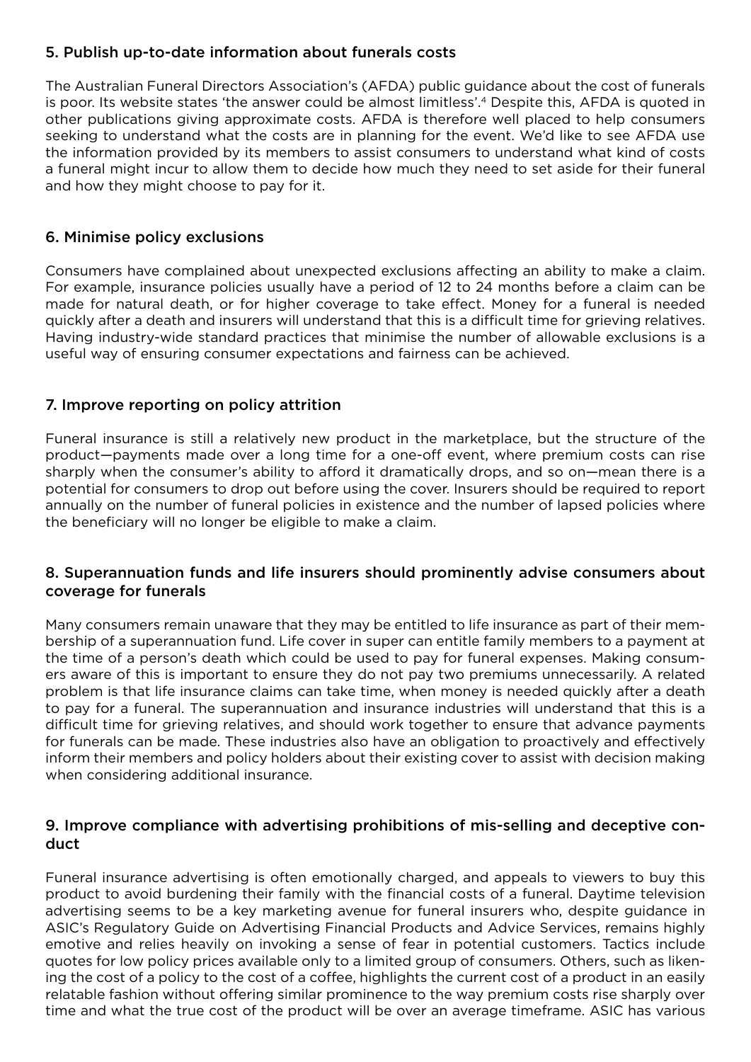### 5. Publish up-to-date information about funerals costs

The Australian Funeral Directors Association's (AFDA) public guidance about the cost of funerals is poor. Its website states 'the answer could be almost limitless'.[4] Despite this, AFDA is quoted in other publications giving approximate costs. AFDA is therefore well placed to help consumers seeking to understand what the costs are in planning for the event. We'd like to see AFDA use the information provided by its members to assist consumers to understand what kind of costs a funeral might incur to allow them to decide how much they need to set aside for their funeral and how they might choose to pay for it.

### 6. Minimise policy exclusions

Consumers have complained about unexpected exclusions affecting an ability to make a claim. For example, insurance policies usually have a period of 12 to 24 months before a claim can be made for natural death, or for higher coverage to take effect. Money for a funeral is needed quickly after a death and insurers will understand that this is a difficult time for grieving relatives. Having industry-wide standard practices that minimise the number of allowable exclusions is a useful way of ensuring consumer expectations and fairness can be achieved.

### 7. Improve reporting on policy attrition

Funeral insurance is still a relatively new product in the marketplace, but the structure of the product—payments made over a long time for a one-off event, where premium costs can rise sharply when the consumer's ability to afford it dramatically drops, and so on—mean there is a potential for consumers to drop out before using the cover. Insurers should be required to report annually on the number of funeral policies in existence and the number of lapsed policies where the beneficiary will no longer be eligible to make a claim.

### 8. Superannuation funds and life insurers should prominently advise consumers about coverage for funerals

Many consumers remain unaware that they may be entitled to life insurance as part of their membership of a superannuation fund. Life cover in super can entitle family members to a payment at the time of a person's death which could be used to pay for funeral expenses. Making consumers aware of this is important to ensure they do not pay two premiums unnecessarily. A related problem is that life insurance claims can take time, when money is needed quickly after a death to pay for a funeral. The superannuation and insurance industries will understand that this is a difficult time for grieving relatives, and should work together to ensure that advance payments for funerals can be made. These industries also have an obligation to proactively and effectively inform their members and policy holders about their existing cover to assist with decision making when considering additional insurance.

### 9. Improve compliance with advertising prohibitions of mis-selling and deceptive conduct

Funeral insurance advertising is often emotionally charged, and appeals to viewers to buy this product to avoid burdening their family with the financial costs of a funeral. Daytime television advertising seems to be a key marketing avenue for funeral insurers who, despite guidance in ASIC's Regulatory Guide on Advertising Financial Products and Advice Services, remains highly emotive and relies heavily on invoking a sense of fear in potential customers. Tactics include quotes for low policy prices available only to a limited group of consumers. Others, such as likening the cost of a policy to the cost of a coffee, highlights the current cost of a product in an easily relatable fashion without offering similar prominence to the way premium costs rise sharply over time and what the true cost of the product will be over an average timeframe. ASIC has various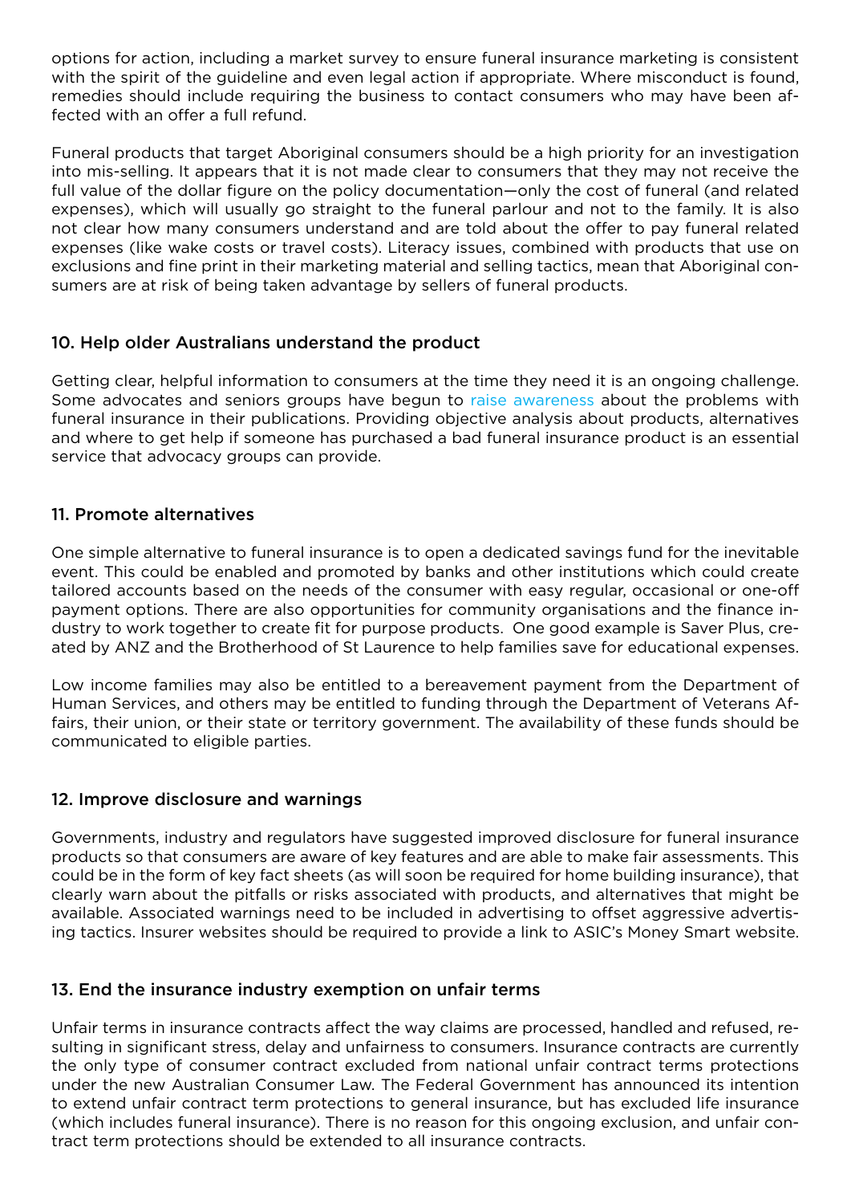options for action, including a market survey to ensure funeral insurance marketing is consistent with the spirit of the guideline and even legal action if appropriate. Where misconduct is found, remedies should include requiring the business to contact consumers who may have been affected with an offer a full refund.

Funeral products that target Aboriginal consumers should be a high priority for an investigation into mis-selling. It appears that it is not made clear to consumers that they may not receive the full value of the dollar figure on the policy documentation—only the cost of funeral (and related expenses), which will usually go straight to the funeral parlour and not to the family. It is also not clear how many consumers understand and are told about the offer to pay funeral related expenses (like wake costs or travel costs). Literacy issues, combined with products that use on exclusions and fine print in their marketing material and selling tactics, mean that Aboriginal consumers are at risk of being taken advantage by sellers of funeral products.

### 10. Help older Australians understand the product

Getting clear, helpful information to consumers at the time they need it is an ongoing challenge. Some advocates and seniors groups have begun to raise awareness about the problems with funeral insurance in their publications. Providing objective analysis about products, alternatives and where to get help if someone has purchased a bad funeral insurance product is an essential service that advocacy groups can provide.

### 11. Promote alternatives

One simple alternative to funeral insurance is to open a dedicated savings fund for the inevitable event. This could be enabled and promoted by banks and other institutions which could create tailored accounts based on the needs of the consumer with easy regular, occasional or one-off payment options. There are also opportunities for community organisations and the finance industry to work together to create fit for purpose products. One good example is Saver Plus, created by ANZ and the Brotherhood of St Laurence to help families save for educational expenses.

Low income families may also be entitled to a bereavement payment from the Department of Human Services, and others may be entitled to funding through the Department of Veterans Affairs, their union, or their state or territory government. The availability of these funds should be communicated to eligible parties.

### 12. Improve disclosure and warnings

Governments, industry and regulators have suggested improved disclosure for funeral insurance products so that consumers are aware of key features and are able to make fair assessments. This could be in the form of key fact sheets (as will soon be required for home building insurance), that clearly warn about the pitfalls or risks associated with products, and alternatives that might be available. Associated warnings need to be included in advertising to offset aggressive advertising tactics. Insurer websites should be required to provide a link to ASIC's Money Smart website.

### 13. End the insurance industry exemption on unfair terms

Unfair terms in insurance contracts affect the way claims are processed, handled and refused, resulting in significant stress, delay and unfairness to consumers. Insurance contracts are currently the only type of consumer contract excluded from national unfair contract terms protections under the new Australian Consumer Law. The Federal Government has announced its intention to extend unfair contract term protections to general insurance, but has excluded life insurance (which includes funeral insurance). There is no reason for this ongoing exclusion, and unfair contract term protections should be extended to all insurance contracts.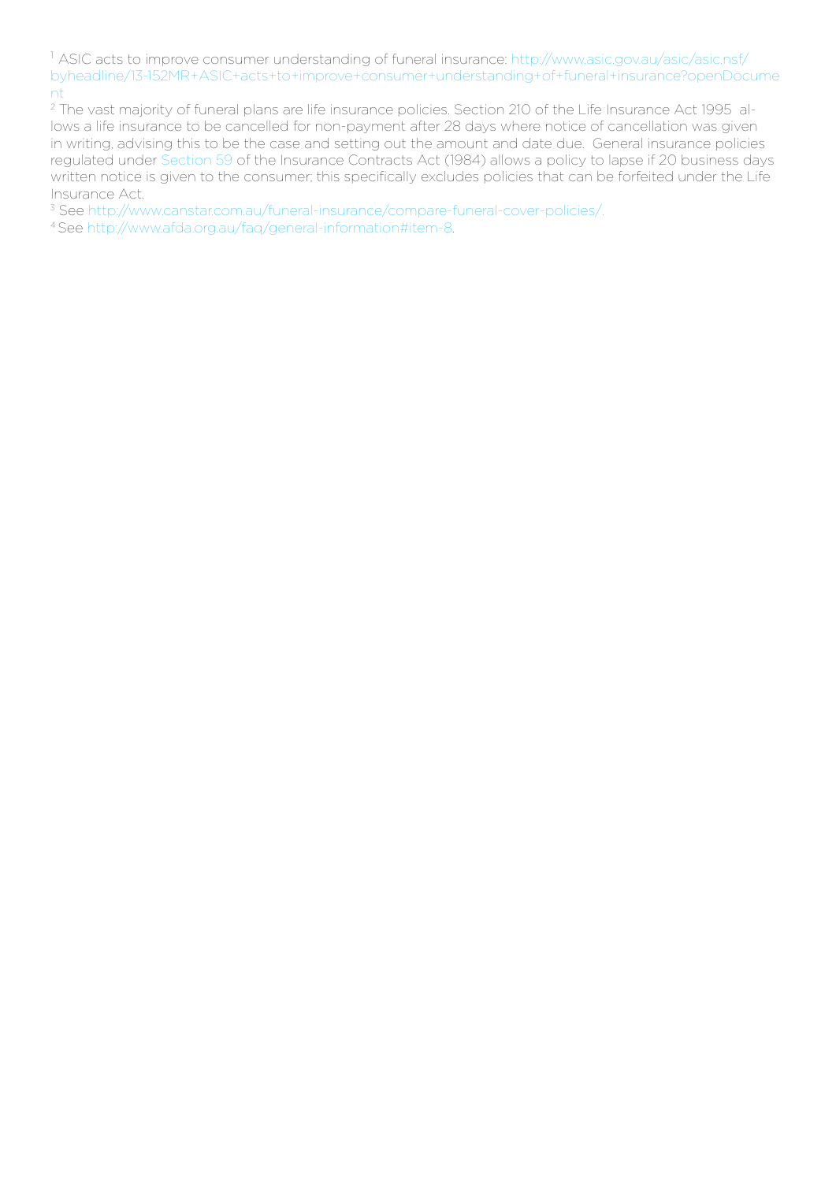[1] ASIC acts to improve consumer understanding of funeral insurance: http://www.asic.gov.au/asic/asic.nsf/byheadline/13-152MR+ASIC+acts+to+improve+consumer+understanding+of+funeral+insurance?openDocument

[2] The vast majority of funeral plans are life insurance policies. Section 210 of the Life Insurance Act 1995 allows a life insurance to be cancelled for non-payment after 28 days where notice of cancellation was given in writing, advising this to be the case and setting out the amount and date due. General insurance policies regulated under Section 59 of the Insurance Contracts Act (1984) allows a policy to lapse if 20 business days written notice is given to the consumer; this specifically excludes policies that can be forfeited under the Life Insurance Act.

[3] See http://www.canstar.com.au/funeral-insurance/compare-funeral-cover-policies/.

[4] See http://www.afda.org.au/faq/general-information#item-8.